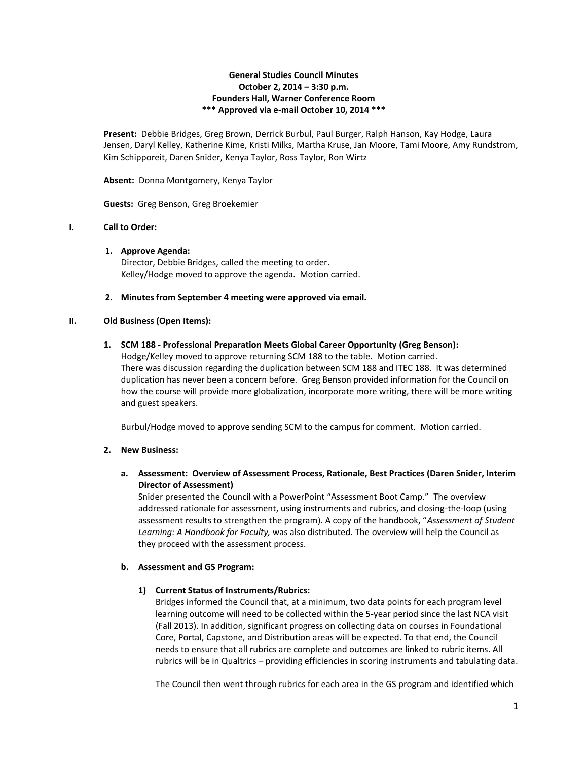**General Studies Council Minutes**
**October 2, 2014 – 3:30 p.m.**
**Founders Hall, Warner Conference Room**
**\*\*\* Approved via e-mail October 10, 2014 \*\*\***

**Present:** Debbie Bridges, Greg Brown, Derrick Burbul, Paul Burger, Ralph Hanson, Kay Hodge, Laura Jensen, Daryl Kelley, Katherine Kime, Kristi Milks, Martha Kruse, Jan Moore, Tami Moore, Amy Rundstrom, Kim Schipporeit, Daren Snider, Kenya Taylor, Ross Taylor, Ron Wirtz

**Absent:** Donna Montgomery, Kenya Taylor

**Guests:** Greg Benson, Greg Broekemier

## I. Call to Order:

**1. Approve Agenda:**
Director, Debbie Bridges, called the meeting to order.
Kelley/Hodge moved to approve the agenda. Motion carried.

**2. Minutes from September 4 meeting were approved via email.**

## II. Old Business (Open Items):

**1. SCM 188 - Professional Preparation Meets Global Career Opportunity (Greg Benson):**
Hodge/Kelley moved to approve returning SCM 188 to the table. Motion carried.
There was discussion regarding the duplication between SCM 188 and ITEC 188. It was determined duplication has never been a concern before. Greg Benson provided information for the Council on how the course will provide more globalization, incorporate more writing, there will be more writing and guest speakers.

Burbul/Hodge moved to approve sending SCM to the campus for comment. Motion carried.

**2. New Business:**

**a. Assessment: Overview of Assessment Process, Rationale, Best Practices (Daren Snider, Interim Director of Assessment)**
Snider presented the Council with a PowerPoint "Assessment Boot Camp." The overview addressed rationale for assessment, using instruments and rubrics, and closing-the-loop (using assessment results to strengthen the program). A copy of the handbook, "*Assessment of Student Learning: A Handbook for Faculty,* was also distributed. The overview will help the Council as they proceed with the assessment process.

**b. Assessment and GS Program:**

**1) Current Status of Instruments/Rubrics:**
Bridges informed the Council that, at a minimum, two data points for each program level learning outcome will need to be collected within the 5-year period since the last NCA visit (Fall 2013). In addition, significant progress on collecting data on courses in Foundational Core, Portal, Capstone, and Distribution areas will be expected. To that end, the Council needs to ensure that all rubrics are complete and outcomes are linked to rubric items. All rubrics will be in Qualtrics – providing efficiencies in scoring instruments and tabulating data.

The Council then went through rubrics for each area in the GS program and identified which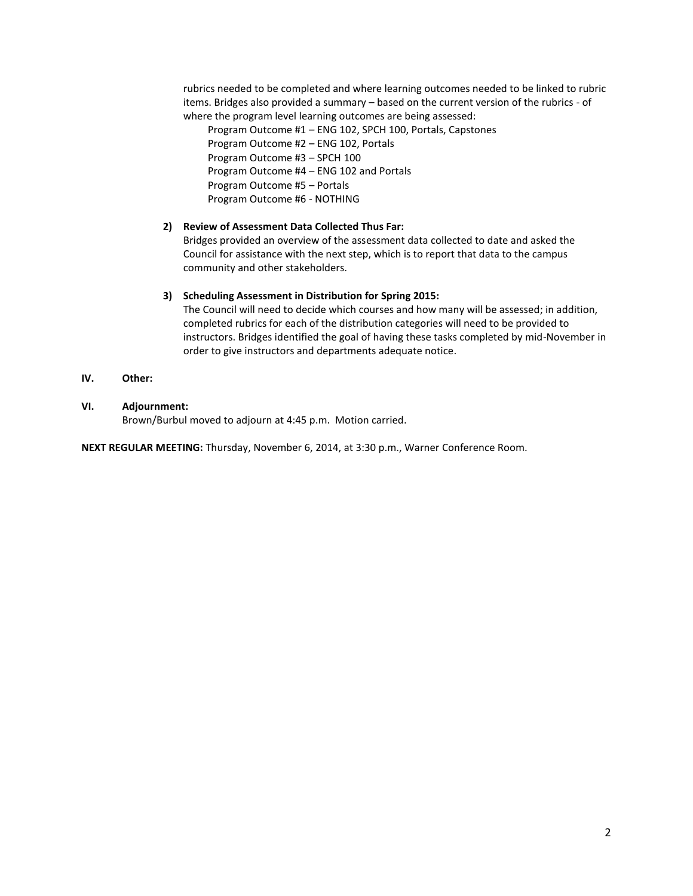rubrics needed to be completed and where learning outcomes needed to be linked to rubric items. Bridges also provided a summary – based on the current version of the rubrics - of where the program level learning outcomes are being assessed:

- Program Outcome #1 – ENG 102, SPCH 100, Portals, Capstones
- Program Outcome #2 – ENG 102, Portals
- Program Outcome #3 – SPCH 100
- Program Outcome #4 – ENG 102 and Portals
- Program Outcome #5 – Portals
- Program Outcome #6 - NOTHING

**2) Review of Assessment Data Collected Thus Far:**
Bridges provided an overview of the assessment data collected to date and asked the Council for assistance with the next step, which is to report that data to the campus community and other stakeholders.

**3) Scheduling Assessment in Distribution for Spring 2015:**
The Council will need to decide which courses and how many will be assessed; in addition, completed rubrics for each of the distribution categories will need to be provided to instructors. Bridges identified the goal of having these tasks completed by mid-November in order to give instructors and departments adequate notice.

**IV. Other:**

**VI. Adjournment:**
Brown/Burbul moved to adjourn at 4:45 p.m. Motion carried.

**NEXT REGULAR MEETING:** Thursday, November 6, 2014, at 3:30 p.m., Warner Conference Room.